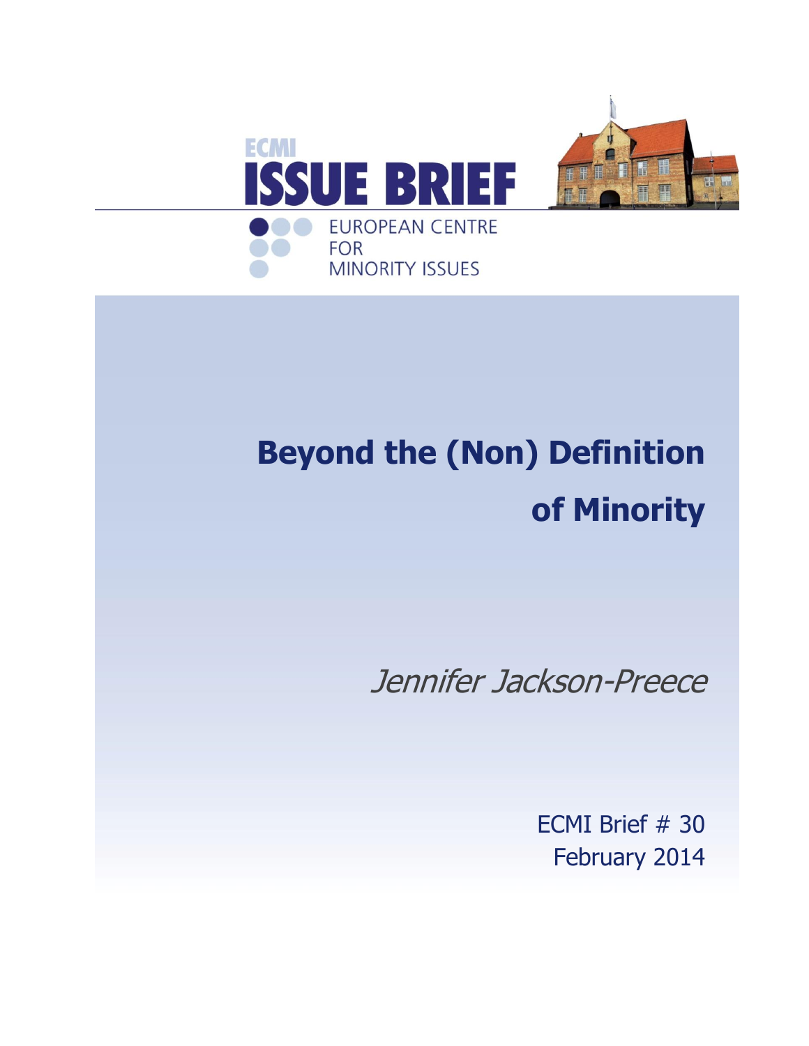ECMI

# ISSUE BRIEF

EUROPEAN CENTRE FOR MINORITY ISSUES

# Beyond the (Non) Definition of Minority

*Jennifer Jackson-Preece*

ECMI Brief # 30
February 2014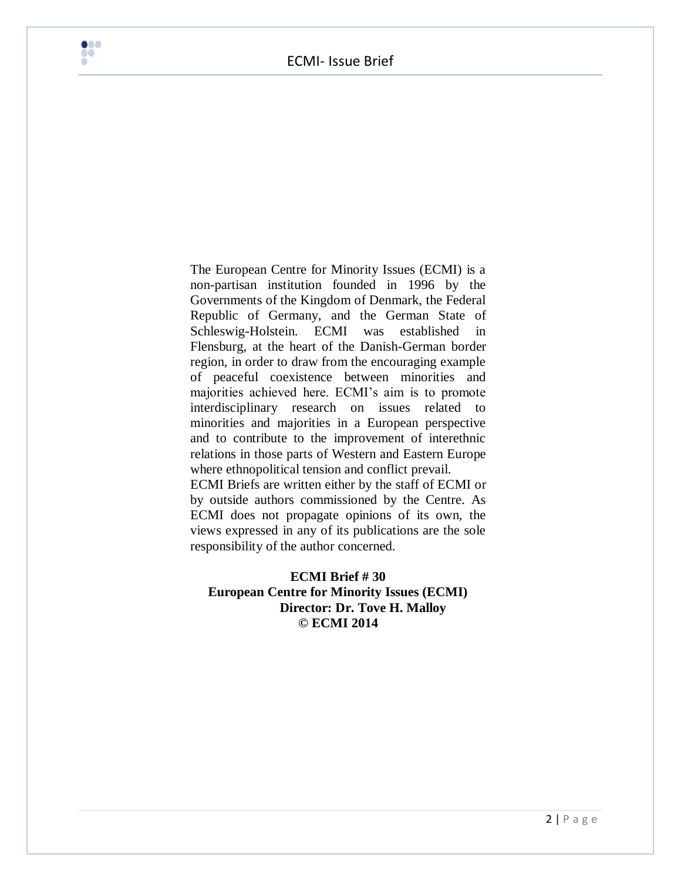The European Centre for Minority Issues (ECMI) is a non-partisan institution founded in 1996 by the Governments of the Kingdom of Denmark, the Federal Republic of Germany, and the German State of Schleswig-Holstein. ECMI was established in Flensburg, at the heart of the Danish-German border region, in order to draw from the encouraging example of peaceful coexistence between minorities and majorities achieved here. ECMI's aim is to promote interdisciplinary research on issues related to minorities and majorities in a European perspective and to contribute to the improvement of interethnic relations in those parts of Western and Eastern Europe where ethnopolitical tension and conflict prevail.
ECMI Briefs are written either by the staff of ECMI or by outside authors commissioned by the Centre. As ECMI does not propagate opinions of its own, the views expressed in any of its publications are the sole responsibility of the author concerned.

**ECMI Brief # 30**
**European Centre for Minority Issues (ECMI)**
**Director: Dr. Tove H. Malloy**
**© ECMI 2014**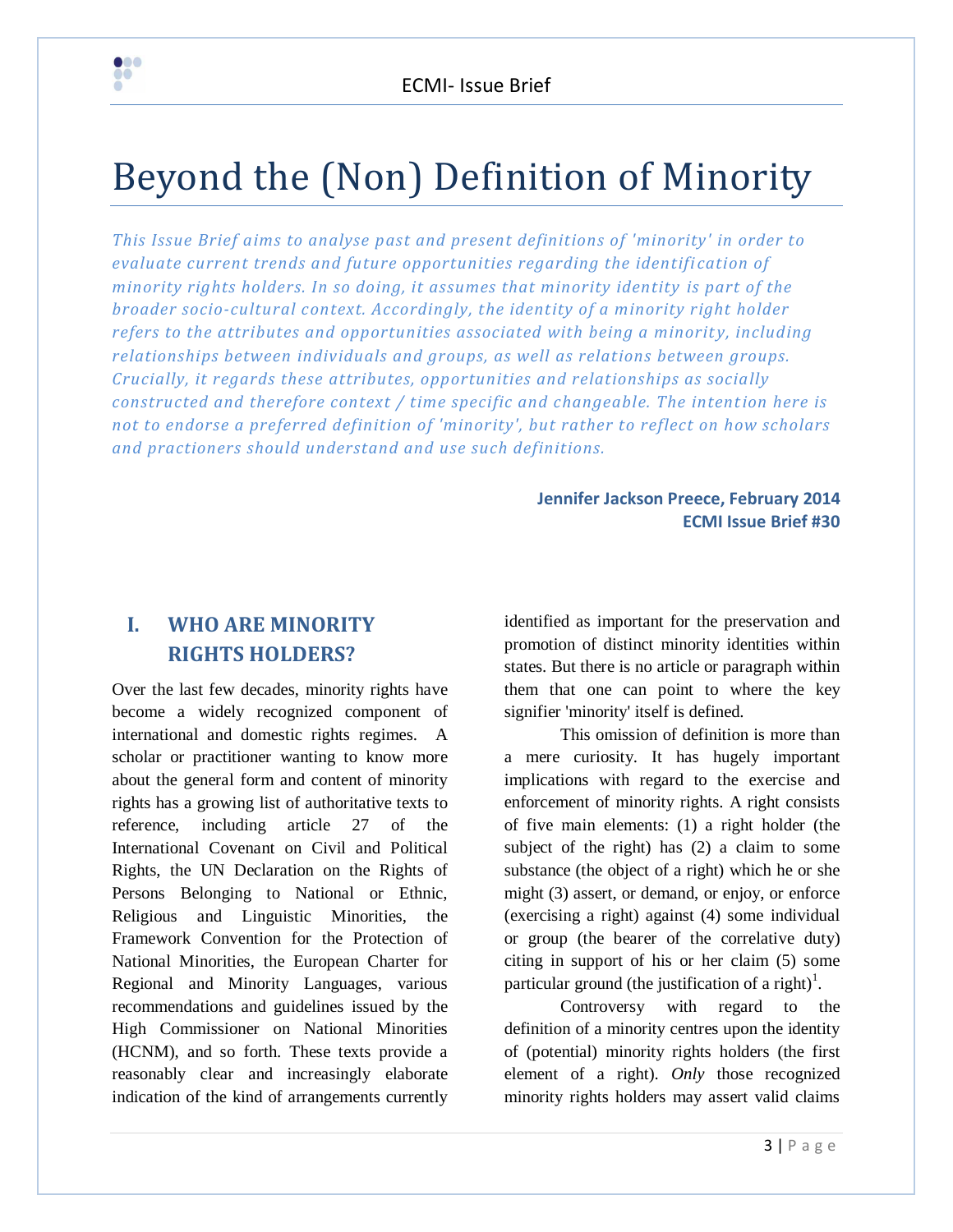# Beyond the (Non) Definition of Minority

*This Issue Brief aims to analyse past and present definitions of 'minority' in order to evaluate current trends and future opportunities regarding the identification of minority rights holders. In so doing, it assumes that minority identity is part of the broader socio-cultural context. Accordingly, the identity of a minority right holder refers to the attributes and opportunities associated with being a minority, including relationships between individuals and groups, as well as relations between groups. Crucially, it regards these attributes, opportunities and relationships as socially constructed and therefore context / time specific and changeable. The intention here is not to endorse a preferred definition of 'minority', but rather to reflect on how scholars and practioners should understand and use such definitions.*

**Jennifer Jackson Preece, February 2014**
**ECMI Issue Brief #30**

## I. WHO ARE MINORITY RIGHTS HOLDERS?

Over the last few decades, minority rights have become a widely recognized component of international and domestic rights regimes. A scholar or practitioner wanting to know more about the general form and content of minority rights has a growing list of authoritative texts to reference, including article 27 of the International Covenant on Civil and Political Rights, the UN Declaration on the Rights of Persons Belonging to National or Ethnic, Religious and Linguistic Minorities, the Framework Convention for the Protection of National Minorities, the European Charter for Regional and Minority Languages, various recommendations and guidelines issued by the High Commissioner on National Minorities (HCNM), and so forth. These texts provide a reasonably clear and increasingly elaborate indication of the kind of arrangements currently identified as important for the preservation and promotion of distinct minority identities within states. But there is no article or paragraph within them that one can point to where the key signifier 'minority' itself is defined.

This omission of definition is more than a mere curiosity. It has hugely important implications with regard to the exercise and enforcement of minority rights. A right consists of five main elements: (1) a right holder (the subject of the right) has (2) a claim to some substance (the object of a right) which he or she might (3) assert, or demand, or enjoy, or enforce (exercising a right) against (4) some individual or group (the bearer of the correlative duty) citing in support of his or her claim (5) some particular ground (the justification of a right)[1].

Controversy with regard to the definition of a minority centres upon the identity of (potential) minority rights holders (the first element of a right). *Only* those recognized minority rights holders may assert valid claims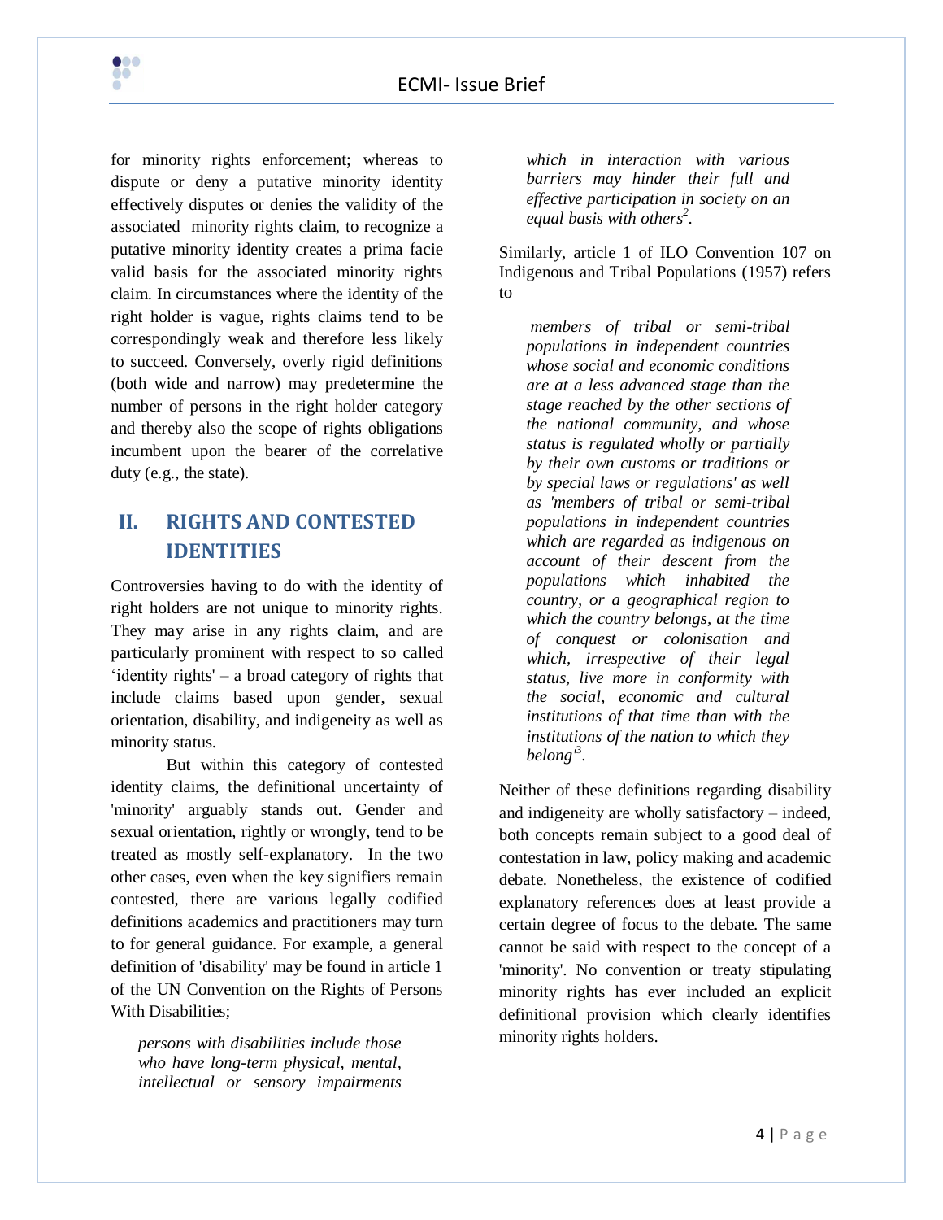for minority rights enforcement; whereas to dispute or deny a putative minority identity effectively disputes or denies the validity of the associated minority rights claim, to recognize a putative minority identity creates a prima facie valid basis for the associated minority rights claim. In circumstances where the identity of the right holder is vague, rights claims tend to be correspondingly weak and therefore less likely to succeed. Conversely, overly rigid definitions (both wide and narrow) may predetermine the number of persons in the right holder category and thereby also the scope of rights obligations incumbent upon the bearer of the correlative duty (e.g., the state).

## II. RIGHTS AND CONTESTED IDENTITIES

Controversies having to do with the identity of right holders are not unique to minority rights. They may arise in any rights claim, and are particularly prominent with respect to so called 'identity rights' – a broad category of rights that include claims based upon gender, sexual orientation, disability, and indigeneity as well as minority status.

But within this category of contested identity claims, the definitional uncertainty of 'minority' arguably stands out. Gender and sexual orientation, rightly or wrongly, tend to be treated as mostly self-explanatory. In the two other cases, even when the key signifiers remain contested, there are various legally codified definitions academics and practitioners may turn to for general guidance. For example, a general definition of 'disability' may be found in article 1 of the UN Convention on the Rights of Persons With Disabilities;

> *persons with disabilities include those who have long-term physical, mental, intellectual or sensory impairments which in interaction with various barriers may hinder their full and effective participation in society on an equal basis with others*[2].

Similarly, article 1 of ILO Convention 107 on Indigenous and Tribal Populations (1957) refers to

> *members of tribal or semi-tribal populations in independent countries whose social and economic conditions are at a less advanced stage than the stage reached by the other sections of the national community, and whose status is regulated wholly or partially by their own customs or traditions or by special laws or regulations' as well as 'members of tribal or semi-tribal populations in independent countries which are regarded as indigenous on account of their descent from the populations which inhabited the country, or a geographical region to which the country belongs, at the time of conquest or colonisation and which, irrespective of their legal status, live more in conformity with the social, economic and cultural institutions of that time than with the institutions of the nation to which they belong'*[3].

Neither of these definitions regarding disability and indigeneity are wholly satisfactory – indeed, both concepts remain subject to a good deal of contestation in law, policy making and academic debate. Nonetheless, the existence of codified explanatory references does at least provide a certain degree of focus to the debate. The same cannot be said with respect to the concept of a 'minority'. No convention or treaty stipulating minority rights has ever included an explicit definitional provision which clearly identifies minority rights holders.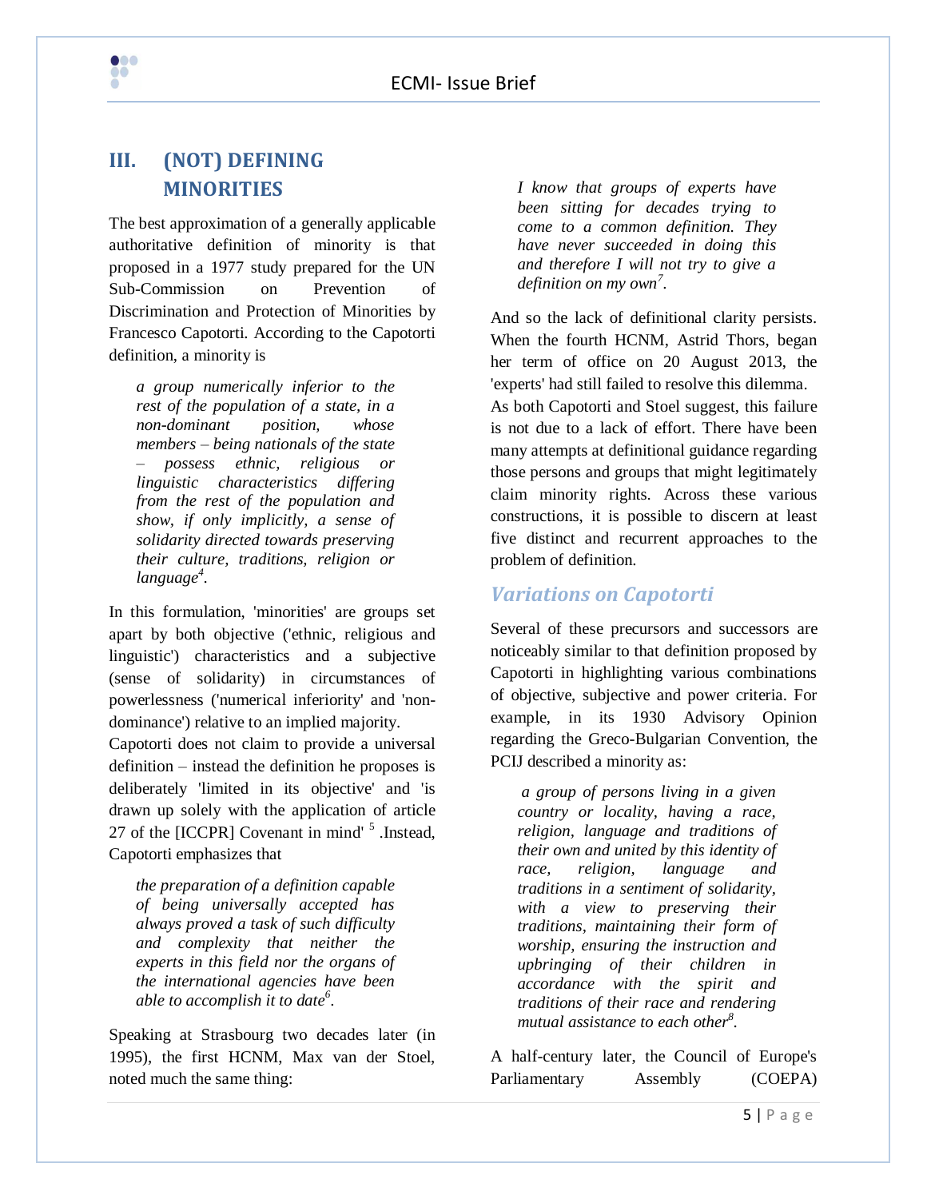## III. (NOT) DEFINING MINORITIES

The best approximation of a generally applicable authoritative definition of minority is that proposed in a 1977 study prepared for the UN Sub-Commission on Prevention of Discrimination and Protection of Minorities by Francesco Capotorti. According to the Capotorti definition, a minority is

> *a group numerically inferior to the rest of the population of a state, in a non-dominant position, whose members – being nationals of the state – possess ethnic, religious or linguistic characteristics differing from the rest of the population and show, if only implicitly, a sense of solidarity directed towards preserving their culture, traditions, religion or language*[4].

In this formulation, 'minorities' are groups set apart by both objective ('ethnic, religious and linguistic') characteristics and a subjective (sense of solidarity) in circumstances of powerlessness ('numerical inferiority' and 'non-dominance') relative to an implied majority. Capotorti does not claim to provide a universal definition – instead the definition he proposes is deliberately 'limited in its objective' and 'is drawn up solely with the application of article 27 of the [ICCPR] Covenant in mind' [5] .Instead, Capotorti emphasizes that

> *the preparation of a definition capable of being universally accepted has always proved a task of such difficulty and complexity that neither the experts in this field nor the organs of the international agencies have been able to accomplish it to date*[6].

Speaking at Strasbourg two decades later (in 1995), the first HCNM, Max van der Stoel, noted much the same thing:

> *I know that groups of experts have been sitting for decades trying to come to a common definition. They have never succeeded in doing this and therefore I will not try to give a definition on my own*[7].

And so the lack of definitional clarity persists. When the fourth HCNM, Astrid Thors, began her term of office on 20 August 2013, the 'experts' had still failed to resolve this dilemma. As both Capotorti and Stoel suggest, this failure is not due to a lack of effort. There have been many attempts at definitional guidance regarding those persons and groups that might legitimately claim minority rights. Across these various constructions, it is possible to discern at least five distinct and recurrent approaches to the problem of definition.

### *Variations on Capotorti*

Several of these precursors and successors are noticeably similar to that definition proposed by Capotorti in highlighting various combinations of objective, subjective and power criteria. For example, in its 1930 Advisory Opinion regarding the Greco-Bulgarian Convention, the PCIJ described a minority as:

> *a group of persons living in a given country or locality, having a race, religion, language and traditions of their own and united by this identity of race, religion, language and traditions in a sentiment of solidarity, with a view to preserving their traditions, maintaining their form of worship, ensuring the instruction and upbringing of their children in accordance with the spirit and traditions of their race and rendering mutual assistance to each other*[8].

A half-century later, the Council of Europe's Parliamentary Assembly (COEPA)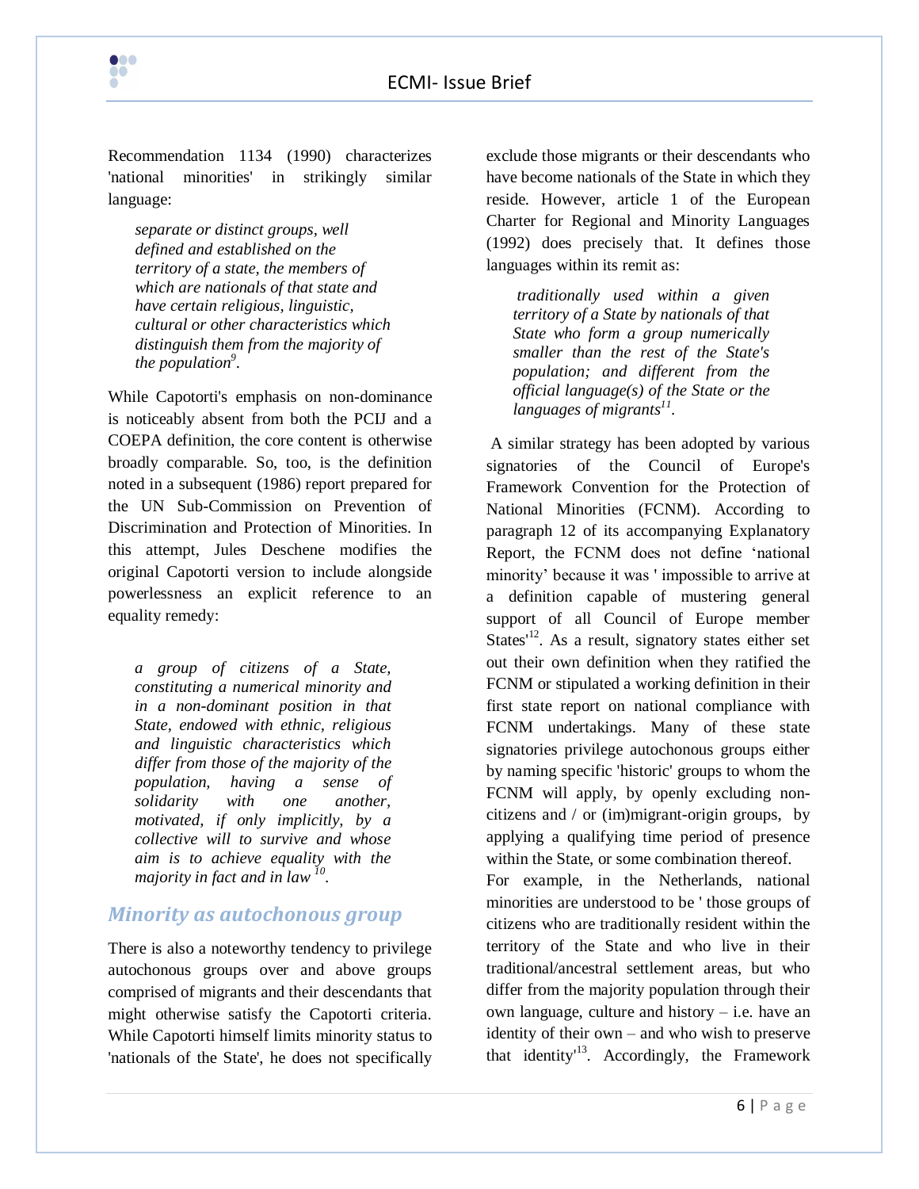Recommendation 1134 (1990) characterizes 'national minorities' in strikingly similar language:

> *separate or distinct groups, well defined and established on the territory of a state, the members of which are nationals of that state and have certain religious, linguistic, cultural or other characteristics which distinguish them from the majority of the population*[9].

While Capotorti's emphasis on non-dominance is noticeably absent from both the PCIJ and a COEPA definition, the core content is otherwise broadly comparable. So, too, is the definition noted in a subsequent (1986) report prepared for the UN Sub-Commission on Prevention of Discrimination and Protection of Minorities. In this attempt, Jules Deschene modifies the original Capotorti version to include alongside powerlessness an explicit reference to an equality remedy:

> *a group of citizens of a State, constituting a numerical minority and in a non-dominant position in that State, endowed with ethnic, religious and linguistic characteristics which differ from those of the majority of the population, having a sense of solidarity with one another, motivated, if only implicitly, by a collective will to survive and whose aim is to achieve equality with the majority in fact and in law* [10].

## Minority as autochonous group

There is also a noteworthy tendency to privilege autochonous groups over and above groups comprised of migrants and their descendants that might otherwise satisfy the Capotorti criteria. While Capotorti himself limits minority status to 'nationals of the State', he does not specifically exclude those migrants or their descendants who have become nationals of the State in which they reside. However, article 1 of the European Charter for Regional and Minority Languages (1992) does precisely that. It defines those languages within its remit as:

> *traditionally used within a given territory of a State by nationals of that State who form a group numerically smaller than the rest of the State's population; and different from the official language(s) of the State or the languages of migrants*[11].

A similar strategy has been adopted by various signatories of the Council of Europe's Framework Convention for the Protection of National Minorities (FCNM). According to paragraph 12 of its accompanying Explanatory Report, the FCNM does not define 'national minority' because it was ' impossible to arrive at a definition capable of mustering general support of all Council of Europe member States'[12]. As a result, signatory states either set out their own definition when they ratified the FCNM or stipulated a working definition in their first state report on national compliance with FCNM undertakings. Many of these state signatories privilege autochonous groups either by naming specific 'historic' groups to whom the FCNM will apply, by openly excluding non-citizens and / or (im)migrant-origin groups, by applying a qualifying time period of presence within the State, or some combination thereof.

For example, in the Netherlands, national minorities are understood to be ' those groups of citizens who are traditionally resident within the territory of the State and who live in their traditional/ancestral settlement areas, but who differ from the majority population through their own language, culture and history – i.e. have an identity of their own – and who wish to preserve that identity'[13]. Accordingly, the Framework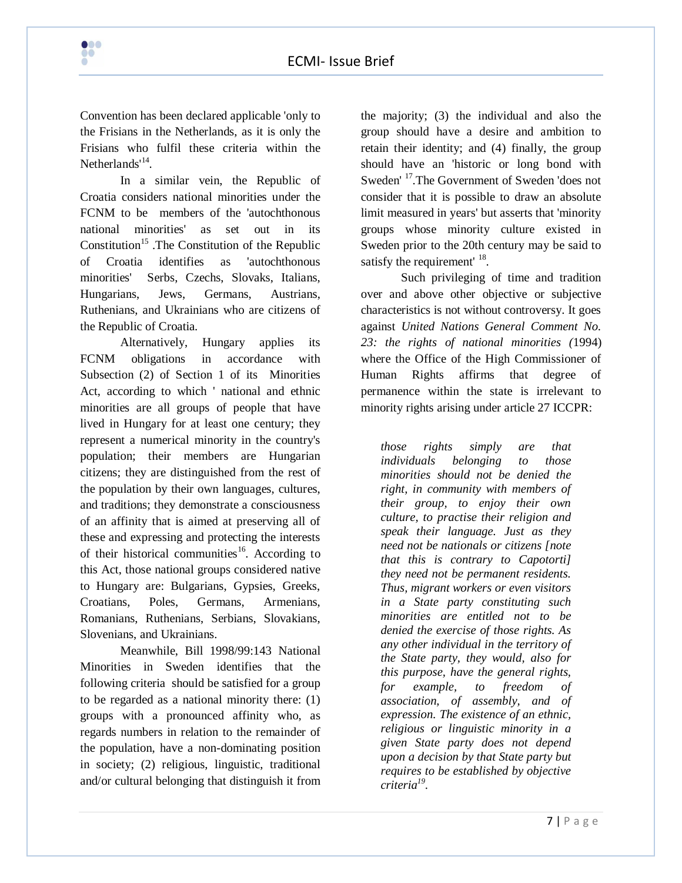Convention has been declared applicable 'only to the Frisians in the Netherlands, as it is only the Frisians who fulfil these criteria within the Netherlands'[14].

In a similar vein, the Republic of Croatia considers national minorities under the FCNM to be members of the 'autochthonous national minorities' as set out in its Constitution[15] .The Constitution of the Republic of Croatia identifies as 'autochthonous minorities' Serbs, Czechs, Slovaks, Italians, Hungarians, Jews, Germans, Austrians, Ruthenians, and Ukrainians who are citizens of the Republic of Croatia.

Alternatively, Hungary applies its FCNM obligations in accordance with Subsection (2) of Section 1 of its Minorities Act, according to which ' national and ethnic minorities are all groups of people that have lived in Hungary for at least one century; they represent a numerical minority in the country's population; their members are Hungarian citizens; they are distinguished from the rest of the population by their own languages, cultures, and traditions; they demonstrate a consciousness of an affinity that is aimed at preserving all of these and expressing and protecting the interests of their historical communities[16]. According to this Act, those national groups considered native to Hungary are: Bulgarians, Gypsies, Greeks, Croatians, Poles, Germans, Armenians, Romanians, Ruthenians, Serbians, Slovakians, Slovenians, and Ukrainians.

Meanwhile, Bill 1998/99:143 National Minorities in Sweden identifies that the following criteria should be satisfied for a group to be regarded as a national minority there: (1) groups with a pronounced affinity who, as regards numbers in relation to the remainder of the population, have a non-dominating position in society; (2) religious, linguistic, traditional and/or cultural belonging that distinguish it from the majority; (3) the individual and also the group should have a desire and ambition to retain their identity; and (4) finally, the group should have an 'historic or long bond with Sweden' [17].The Government of Sweden 'does not consider that it is possible to draw an absolute limit measured in years' but asserts that 'minority groups whose minority culture existed in Sweden prior to the 20th century may be said to satisfy the requirement' [18].

Such privileging of time and tradition over and above other objective or subjective characteristics is not without controversy. It goes against *United Nations General Comment No. 23: the rights of national minorities (*1994) where the Office of the High Commissioner of Human Rights affirms that degree of permanence within the state is irrelevant to minority rights arising under article 27 ICCPR:

> *those rights simply are that individuals belonging to those minorities should not be denied the right, in community with members of their group, to enjoy their own culture, to practise their religion and speak their language. Just as they need not be nationals or citizens [note that this is contrary to Capotorti] they need not be permanent residents. Thus, migrant workers or even visitors in a State party constituting such minorities are entitled not to be denied the exercise of those rights. As any other individual in the territory of the State party, they would, also for this purpose, have the general rights, for example, to freedom of association, of assembly, and of expression. The existence of an ethnic, religious or linguistic minority in a given State party does not depend upon a decision by that State party but requires to be established by objective criteria*[19].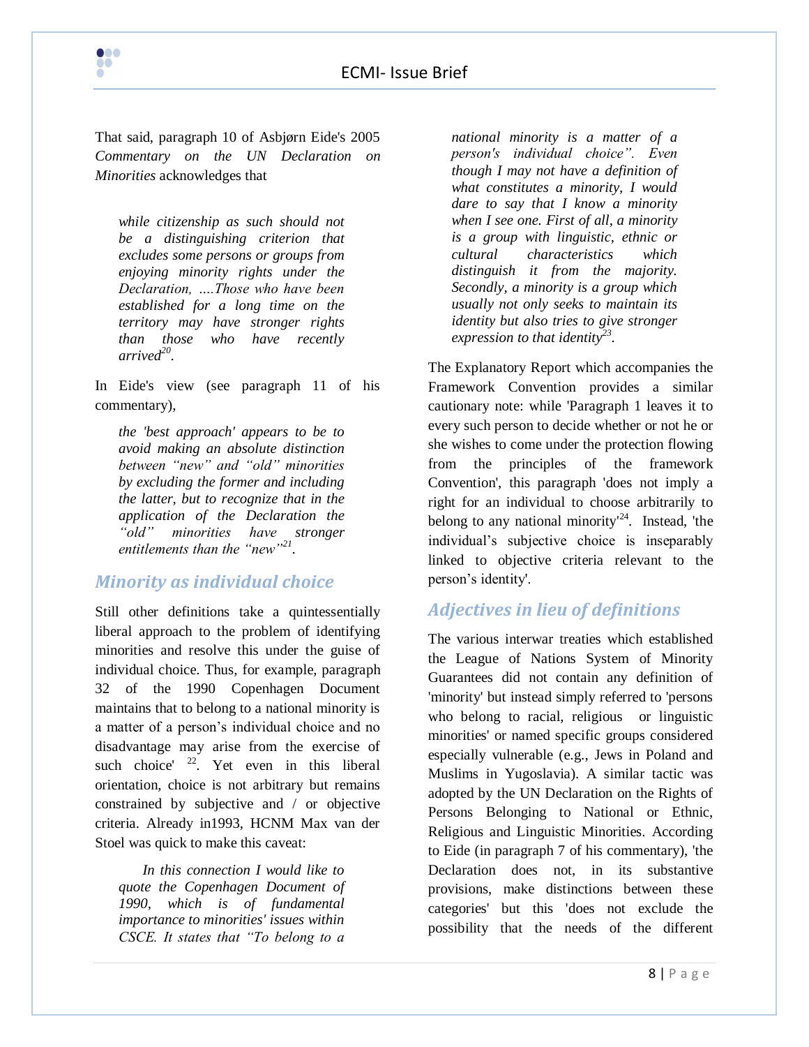That said, paragraph 10 of Asbjørn Eide's 2005 *Commentary on the UN Declaration on Minorities* acknowledges that

> *while citizenship as such should not be a distinguishing criterion that excludes some persons or groups from enjoying minority rights under the Declaration, ....Those who have been established for a long time on the territory may have stronger rights than those who have recently arrived*[20].

In Eide's view (see paragraph 11 of his commentary),

> *the 'best approach' appears to be to avoid making an absolute distinction between "new" and "old" minorities by excluding the former and including the latter, but to recognize that in the application of the Declaration the "old" minorities have stronger entitlements than the "new"*[21].

## Minority as individual choice

Still other definitions take a quintessentially liberal approach to the problem of identifying minorities and resolve this under the guise of individual choice. Thus, for example, paragraph 32 of the 1990 Copenhagen Document maintains that to belong to a national minority is a matter of a person's individual choice and no disadvantage may arise from the exercise of such choice' [22]. Yet even in this liberal orientation, choice is not arbitrary but remains constrained by subjective and / or objective criteria. Already in1993, HCNM Max van der Stoel was quick to make this caveat:

> *In this connection I would like to quote the Copenhagen Document of 1990, which is of fundamental importance to minorities' issues within CSCE. It states that "To belong to a national minority is a matter of a person's individual choice". Even though I may not have a definition of what constitutes a minority, I would dare to say that I know a minority when I see one. First of all, a minority is a group with linguistic, ethnic or cultural characteristics which distinguish it from the majority. Secondly, a minority is a group which usually not only seeks to maintain its identity but also tries to give stronger expression to that identity*[23].

The Explanatory Report which accompanies the Framework Convention provides a similar cautionary note: while 'Paragraph 1 leaves it to every such person to decide whether or not he or she wishes to come under the protection flowing from the principles of the framework Convention', this paragraph 'does not imply a right for an individual to choose arbitrarily to belong to any national minority'[24]. Instead, 'the individual's subjective choice is inseparably linked to objective criteria relevant to the person's identity'.

## Adjectives in lieu of definitions

The various interwar treaties which established the League of Nations System of Minority Guarantees did not contain any definition of 'minority' but instead simply referred to 'persons who belong to racial, religious or linguistic minorities' or named specific groups considered especially vulnerable (e.g., Jews in Poland and Muslims in Yugoslavia). A similar tactic was adopted by the UN Declaration on the Rights of Persons Belonging to National or Ethnic, Religious and Linguistic Minorities. According to Eide (in paragraph 7 of his commentary), 'the Declaration does not, in its substantive provisions, make distinctions between these categories' but this 'does not exclude the possibility that the needs of the different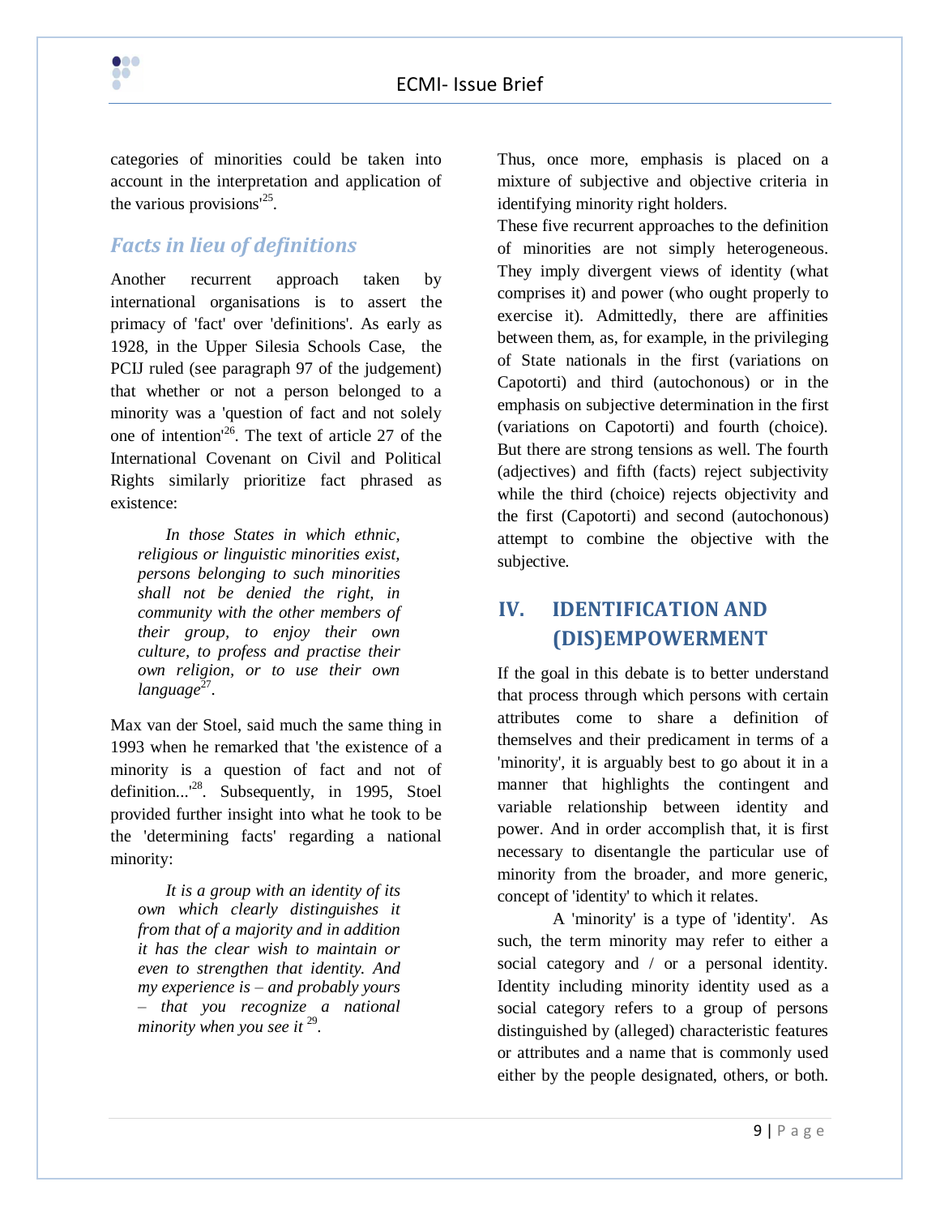categories of minorities could be taken into account in the interpretation and application of the various provisions'[25].

## *Facts in lieu of definitions*

Another recurrent approach taken by international organisations is to assert the primacy of 'fact' over 'definitions'. As early as 1928, in the Upper Silesia Schools Case, the PCIJ ruled (see paragraph 97 of the judgement) that whether or not a person belonged to a minority was a 'question of fact and not solely one of intention'[26]. The text of article 27 of the International Covenant on Civil and Political Rights similarly prioritize fact phrased as existence:

> *In those States in which ethnic, religious or linguistic minorities exist, persons belonging to such minorities shall not be denied the right, in community with the other members of their group, to enjoy their own culture, to profess and practise their own religion, or to use their own language*[27].

Max van der Stoel, said much the same thing in 1993 when he remarked that 'the existence of a minority is a question of fact and not of definition...'[28]. Subsequently, in 1995, Stoel provided further insight into what he took to be the 'determining facts' regarding a national minority:

> *It is a group with an identity of its own which clearly distinguishes it from that of a majority and in addition it has the clear wish to maintain or even to strengthen that identity. And my experience is – and probably yours – that you recognize a national minority when you see it* [29].

Thus, once more, emphasis is placed on a mixture of subjective and objective criteria in identifying minority right holders.

These five recurrent approaches to the definition of minorities are not simply heterogeneous. They imply divergent views of identity (what comprises it) and power (who ought properly to exercise it). Admittedly, there are affinities between them, as, for example, in the privileging of State nationals in the first (variations on Capotorti) and third (autochonous) or in the emphasis on subjective determination in the first (variations on Capotorti) and fourth (choice). But there are strong tensions as well. The fourth (adjectives) and fifth (facts) reject subjectivity while the third (choice) rejects objectivity and the first (Capotorti) and second (autochonous) attempt to combine the objective with the subjective.

# IV. IDENTIFICATION AND (DIS)EMPOWERMENT

If the goal in this debate is to better understand that process through which persons with certain attributes come to share a definition of themselves and their predicament in terms of a 'minority', it is arguably best to go about it in a manner that highlights the contingent and variable relationship between identity and power. And in order accomplish that, it is first necessary to disentangle the particular use of minority from the broader, and more generic, concept of 'identity' to which it relates.

A 'minority' is a type of 'identity'. As such, the term minority may refer to either a social category and / or a personal identity. Identity including minority identity used as a social category refers to a group of persons distinguished by (alleged) characteristic features or attributes and a name that is commonly used either by the people designated, others, or both.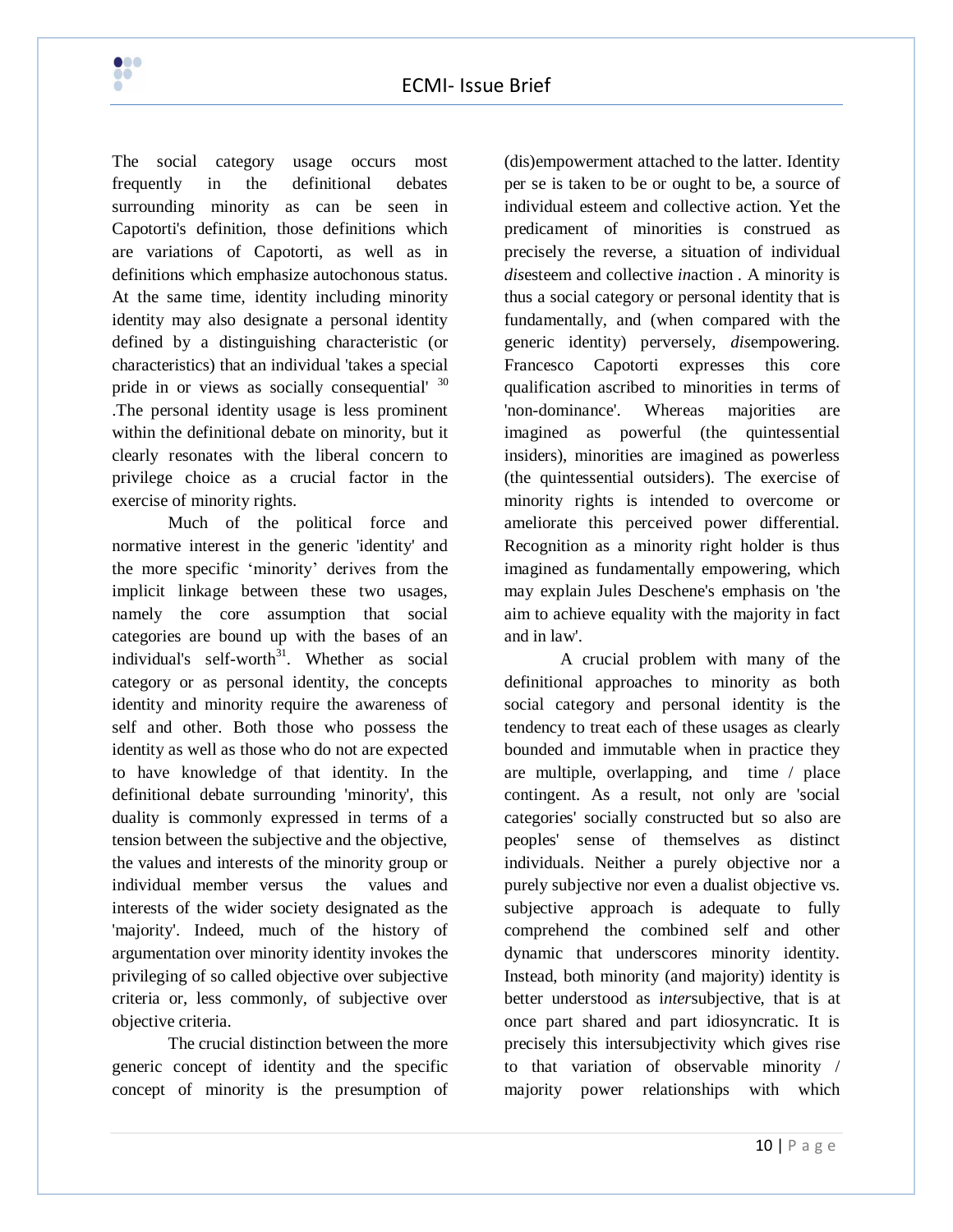The social category usage occurs most frequently in the definitional debates surrounding minority as can be seen in Capotorti's definition, those definitions which are variations of Capotorti, as well as in definitions which emphasize autochonous status. At the same time, identity including minority identity may also designate a personal identity defined by a distinguishing characteristic (or characteristics) that an individual 'takes a special pride in or views as socially consequential' [30]. The personal identity usage is less prominent within the definitional debate on minority, but it clearly resonates with the liberal concern to privilege choice as a crucial factor in the exercise of minority rights.

Much of the political force and normative interest in the generic 'identity' and the more specific 'minority' derives from the implicit linkage between these two usages, namely the core assumption that social categories are bound up with the bases of an individual's self-worth[31]. Whether as social category or as personal identity, the concepts identity and minority require the awareness of self and other. Both those who possess the identity as well as those who do not are expected to have knowledge of that identity. In the definitional debate surrounding 'minority', this duality is commonly expressed in terms of a tension between the subjective and the objective, the values and interests of the minority group or individual member versus the values and interests of the wider society designated as the 'majority'. Indeed, much of the history of argumentation over minority identity invokes the privileging of so called objective over subjective criteria or, less commonly, of subjective over objective criteria.

The crucial distinction between the more generic concept of identity and the specific concept of minority is the presumption of (dis)empowerment attached to the latter. Identity per se is taken to be or ought to be, a source of individual esteem and collective action. Yet the predicament of minorities is construed as precisely the reverse, a situation of individual *dis*esteem and collective *in*action . A minority is thus a social category or personal identity that is fundamentally, and (when compared with the generic identity) perversely, *dis*empowering. Francesco Capotorti expresses this core qualification ascribed to minorities in terms of 'non-dominance'. Whereas majorities are imagined as powerful (the quintessential insiders), minorities are imagined as powerless (the quintessential outsiders). The exercise of minority rights is intended to overcome or ameliorate this perceived power differential. Recognition as a minority right holder is thus imagined as fundamentally empowering, which may explain Jules Deschene's emphasis on 'the aim to achieve equality with the majority in fact and in law'.

A crucial problem with many of the definitional approaches to minority as both social category and personal identity is the tendency to treat each of these usages as clearly bounded and immutable when in practice they are multiple, overlapping, and time / place contingent. As a result, not only are 'social categories' socially constructed but so also are peoples' sense of themselves as distinct individuals. Neither a purely objective nor a purely subjective nor even a dualist objective vs. subjective approach is adequate to fully comprehend the combined self and other dynamic that underscores minority identity. Instead, both minority (and majority) identity is better understood as i*nter*subjective, that is at once part shared and part idiosyncratic. It is precisely this intersubjectivity which gives rise to that variation of observable minority / majority power relationships with which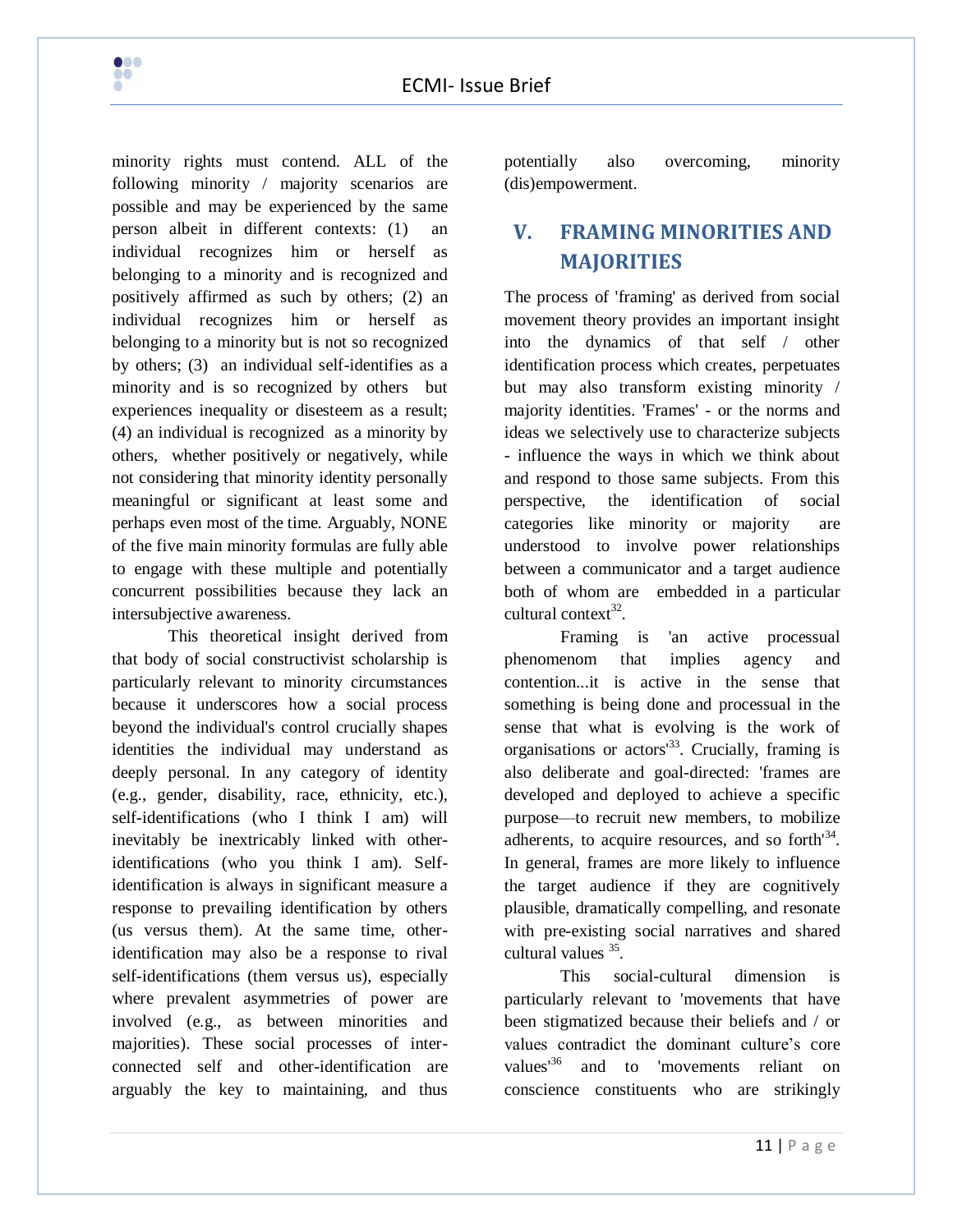minority rights must contend. ALL of the following minority / majority scenarios are possible and may be experienced by the same person albeit in different contexts: (1) an individual recognizes him or herself as belonging to a minority and is recognized and positively affirmed as such by others; (2) an individual recognizes him or herself as belonging to a minority but is not so recognized by others; (3) an individual self-identifies as a minority and is so recognized by others but experiences inequality or disesteem as a result; (4) an individual is recognized as a minority by others, whether positively or negatively, while not considering that minority identity personally meaningful or significant at least some and perhaps even most of the time. Arguably, NONE of the five main minority formulas are fully able to engage with these multiple and potentially concurrent possibilities because they lack an intersubjective awareness.

This theoretical insight derived from that body of social constructivist scholarship is particularly relevant to minority circumstances because it underscores how a social process beyond the individual's control crucially shapes identities the individual may understand as deeply personal. In any category of identity (e.g., gender, disability, race, ethnicity, etc.), self-identifications (who I think I am) will inevitably be inextricably linked with other-identifications (who you think I am). Self-identification is always in significant measure a response to prevailing identification by others (us versus them). At the same time, other-identification may also be a response to rival self-identifications (them versus us), especially where prevalent asymmetries of power are involved (e.g., as between minorities and majorities). These social processes of inter-connected self and other-identification are arguably the key to maintaining, and thus potentially also overcoming, minority (dis)empowerment.

## V. FRAMING MINORITIES AND MAJORITIES

The process of 'framing' as derived from social movement theory provides an important insight into the dynamics of that self / other identification process which creates, perpetuates but may also transform existing minority / majority identities. 'Frames' - or the norms and ideas we selectively use to characterize subjects - influence the ways in which we think about and respond to those same subjects. From this perspective, the identification of social categories like minority or majority are understood to involve power relationships between a communicator and a target audience both of whom are embedded in a particular cultural context[32].

Framing is 'an active processual phenomenom that implies agency and contention...it is active in the sense that something is being done and processual in the sense that what is evolving is the work of organisations or actors'[33]. Crucially, framing is also deliberate and goal-directed: 'frames are developed and deployed to achieve a specific purpose—to recruit new members, to mobilize adherents, to acquire resources, and so forth'[34]. In general, frames are more likely to influence the target audience if they are cognitively plausible, dramatically compelling, and resonate with pre-existing social narratives and shared cultural values [35].

This social-cultural dimension is particularly relevant to 'movements that have been stigmatized because their beliefs and / or values contradict the dominant culture's core values'[36] and to 'movements reliant on conscience constituents who are strikingly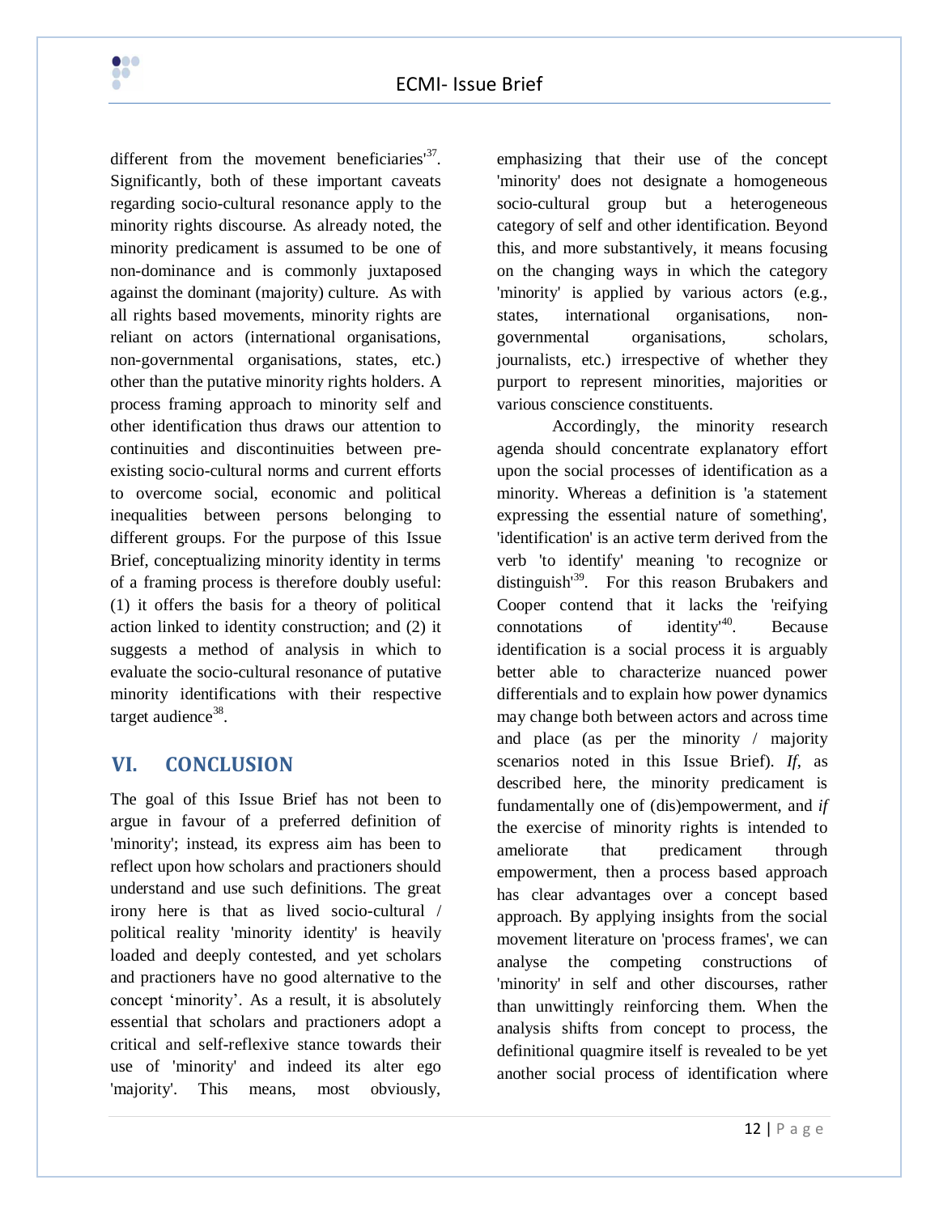different from the movement beneficiaries'[37]. Significantly, both of these important caveats regarding socio-cultural resonance apply to the minority rights discourse. As already noted, the minority predicament is assumed to be one of non-dominance and is commonly juxtaposed against the dominant (majority) culture. As with all rights based movements, minority rights are reliant on actors (international organisations, non-governmental organisations, states, etc.) other than the putative minority rights holders. A process framing approach to minority self and other identification thus draws our attention to continuities and discontinuities between pre-existing socio-cultural norms and current efforts to overcome social, economic and political inequalities between persons belonging to different groups. For the purpose of this Issue Brief, conceptualizing minority identity in terms of a framing process is therefore doubly useful: (1) it offers the basis for a theory of political action linked to identity construction; and (2) it suggests a method of analysis in which to evaluate the socio-cultural resonance of putative minority identifications with their respective target audience[38].

## VI. CONCLUSION

The goal of this Issue Brief has not been to argue in favour of a preferred definition of 'minority'; instead, its express aim has been to reflect upon how scholars and practioners should understand and use such definitions. The great irony here is that as lived socio-cultural / political reality 'minority identity' is heavily loaded and deeply contested, and yet scholars and practioners have no good alternative to the concept 'minority'. As a result, it is absolutely essential that scholars and practioners adopt a critical and self-reflexive stance towards their use of 'minority' and indeed its alter ego 'majority'. This means, most obviously, emphasizing that their use of the concept 'minority' does not designate a homogeneous socio-cultural group but a heterogeneous category of self and other identification. Beyond this, and more substantively, it means focusing on the changing ways in which the category 'minority' is applied by various actors (e.g., states, international organisations, non-governmental organisations, scholars, journalists, etc.) irrespective of whether they purport to represent minorities, majorities or various conscience constituents.

Accordingly, the minority research agenda should concentrate explanatory effort upon the social processes of identification as a minority. Whereas a definition is 'a statement expressing the essential nature of something', 'identification' is an active term derived from the verb 'to identify' meaning 'to recognize or distinguish'[39]. For this reason Brubakers and Cooper contend that it lacks the 'reifying connotations of identity'[40]. Because identification is a social process it is arguably better able to characterize nuanced power differentials and to explain how power dynamics may change both between actors and across time and place (as per the minority / majority scenarios noted in this Issue Brief). *If*, as described here, the minority predicament is fundamentally one of (dis)empowerment, and *if* the exercise of minority rights is intended to ameliorate that predicament through empowerment, then a process based approach has clear advantages over a concept based approach. By applying insights from the social movement literature on 'process frames', we can analyse the competing constructions of 'minority' in self and other discourses, rather than unwittingly reinforcing them. When the analysis shifts from concept to process, the definitional quagmire itself is revealed to be yet another social process of identification where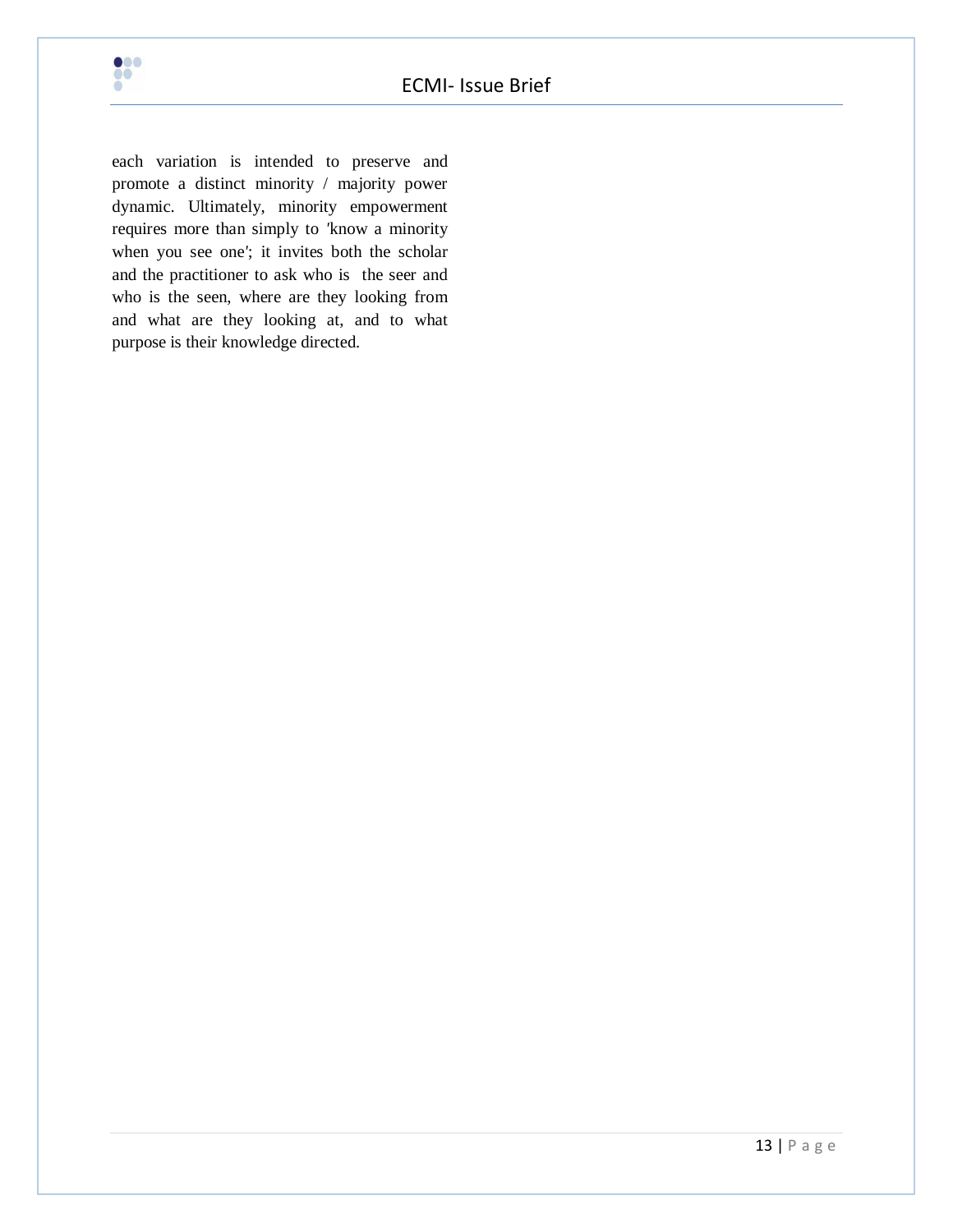each variation is intended to preserve and promote a distinct minority / majority power dynamic. Ultimately, minority empowerment requires more than simply to 'know a minority when you see one'; it invites both the scholar and the practitioner to ask who is the seer and who is the seen, where are they looking from and what are they looking at, and to what purpose is their knowledge directed.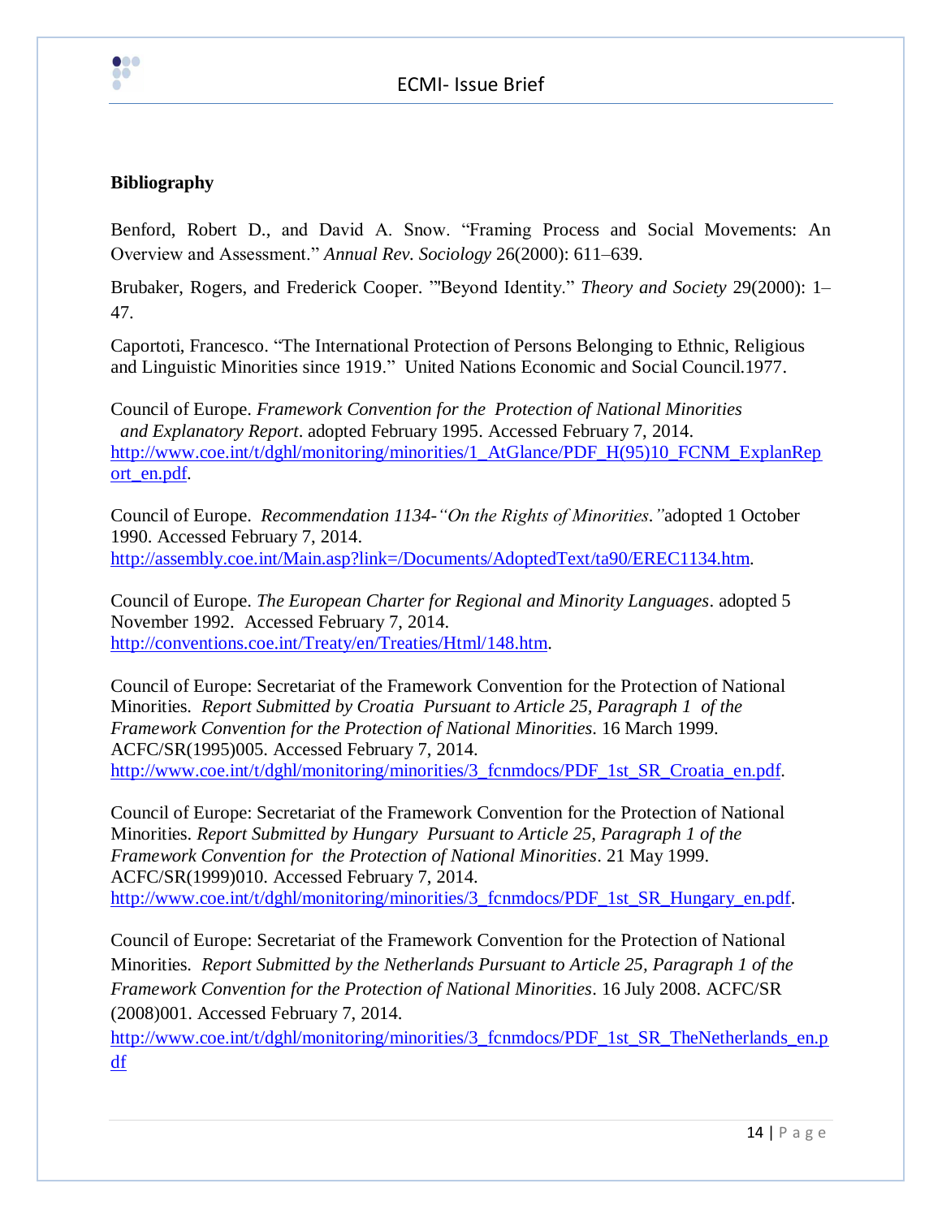**Bibliography**

Benford, Robert D., and David A. Snow. "Framing Process and Social Movements: An Overview and Assessment." *Annual Rev. Sociology* 26(2000): 611–639.

Brubaker, Rogers, and Frederick Cooper. '"Beyond Identity." *Theory and Society* 29(2000): 1–47.

Caportoti, Francesco. "The International Protection of Persons Belonging to Ethnic, Religious and Linguistic Minorities since 1919." United Nations Economic and Social Council.1977.

Council of Europe. *Framework Convention for the Protection of National Minorities and Explanatory Report*. adopted February 1995. Accessed February 7, 2014. http://www.coe.int/t/dghl/monitoring/minorities/1_AtGlance/PDF_H(95)10_FCNM_ExplanReport_en.pdf.

Council of Europe. *Recommendation 1134-"On the Rights of Minorities."*adopted 1 October 1990. Accessed February 7, 2014. http://assembly.coe.int/Main.asp?link=/Documents/AdoptedText/ta90/EREC1134.htm.

Council of Europe. *The European Charter for Regional and Minority Languages*. adopted 5 November 1992. Accessed February 7, 2014. http://conventions.coe.int/Treaty/en/Treaties/Html/148.htm.

Council of Europe: Secretariat of the Framework Convention for the Protection of National Minorities. *Report Submitted by Croatia Pursuant to Article 25, Paragraph 1 of the Framework Convention for the Protection of National Minorities*. 16 March 1999. ACFC/SR(1995)005. Accessed February 7, 2014. http://www.coe.int/t/dghl/monitoring/minorities/3_fcnmdocs/PDF_1st_SR_Croatia_en.pdf.

Council of Europe: Secretariat of the Framework Convention for the Protection of National Minorities. *Report Submitted by Hungary Pursuant to Article 25, Paragraph 1 of the Framework Convention for the Protection of National Minorities*. 21 May 1999. ACFC/SR(1999)010. Accessed February 7, 2014. http://www.coe.int/t/dghl/monitoring/minorities/3_fcnmdocs/PDF_1st_SR_Hungary_en.pdf.

Council of Europe: Secretariat of the Framework Convention for the Protection of National Minorities. *Report Submitted by the Netherlands Pursuant to Article 25, Paragraph 1 of the Framework Convention for the Protection of National Minorities*. 16 July 2008. ACFC/SR (2008)001. Accessed February 7, 2014. http://www.coe.int/t/dghl/monitoring/minorities/3_fcnmdocs/PDF_1st_SR_TheNetherlands_en.pdf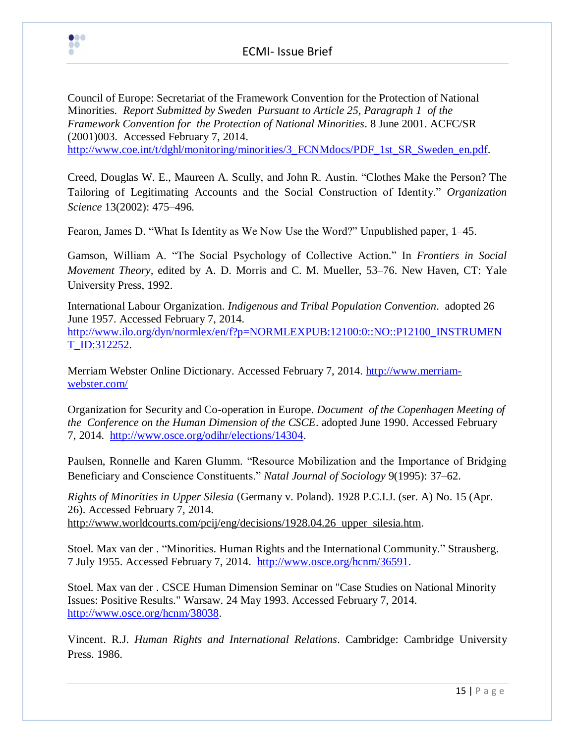Council of Europe: Secretariat of the Framework Convention for the Protection of National Minorities. *Report Submitted by Sweden Pursuant to Article 25, Paragraph 1 of the Framework Convention for the Protection of National Minorities*. 8 June 2001. ACFC/SR (2001)003. Accessed February 7, 2014. http://www.coe.int/t/dghl/monitoring/minorities/3_FCNMdocs/PDF_1st_SR_Sweden_en.pdf.

Creed, Douglas W. E., Maureen A. Scully, and John R. Austin. "Clothes Make the Person? The Tailoring of Legitimating Accounts and the Social Construction of Identity." *Organization Science* 13(2002): 475–496.

Fearon, James D. "What Is Identity as We Now Use the Word?" Unpublished paper, 1–45.

Gamson, William A. "The Social Psychology of Collective Action." In *Frontiers in Social Movement Theory*, edited by A. D. Morris and C. M. Mueller, 53–76. New Haven, CT: Yale University Press, 1992.

International Labour Organization. *Indigenous and Tribal Population Convention*. adopted 26 June 1957. Accessed February 7, 2014. http://www.ilo.org/dyn/normlex/en/f?p=NORMLEXPUB:12100:0::NO::P12100_INSTRUMENT_ID:312252.

Merriam Webster Online Dictionary. Accessed February 7, 2014. http://www.merriam-webster.com/

Organization for Security and Co-operation in Europe. *Document of the Copenhagen Meeting of the Conference on the Human Dimension of the CSCE*. adopted June 1990. Accessed February 7, 2014. http://www.osce.org/odihr/elections/14304.

Paulsen, Ronnelle and Karen Glumm. "Resource Mobilization and the Importance of Bridging Beneficiary and Conscience Constituents." *Natal Journal of Sociology* 9(1995): 37–62.

*Rights of Minorities in Upper Silesia* (Germany v. Poland). 1928 P.C.I.J. (ser. A) No. 15 (Apr. 26). Accessed February 7, 2014. http://www.worldcourts.com/pcij/eng/decisions/1928.04.26_upper_silesia.htm.

Stoel. Max van der . "Minorities. Human Rights and the International Community." Strausberg. 7 July 1955. Accessed February 7, 2014. http://www.osce.org/hcnm/36591.

Stoel. Max van der . CSCE Human Dimension Seminar on "Case Studies on National Minority Issues: Positive Results." Warsaw. 24 May 1993. Accessed February 7, 2014. http://www.osce.org/hcnm/38038.

Vincent. R.J. *Human Rights and International Relations*. Cambridge: Cambridge University Press. 1986.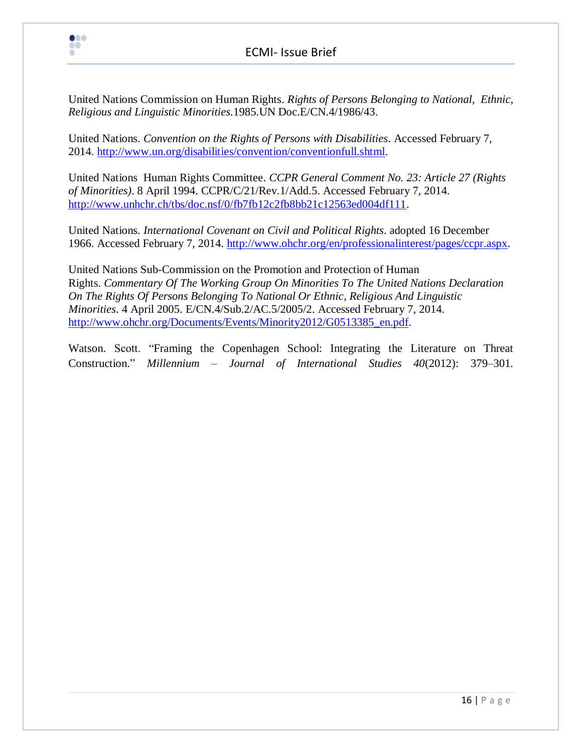United Nations Commission on Human Rights. *Rights of Persons Belonging to National, Ethnic, Religious and Linguistic Minorities.*1985.UN Doc.E/CN.4/1986/43.

United Nations. *Convention on the Rights of Persons with Disabilities*. Accessed February 7, 2014. http://www.un.org/disabilities/convention/conventionfull.shtml.

United Nations Human Rights Committee. *CCPR General Comment No. 23: Article 27 (Rights of Minorities)*. 8 April 1994. CCPR/C/21/Rev.1/Add.5. Accessed February 7, 2014. http://www.unhchr.ch/tbs/doc.nsf/0/fb7fb12c2fb8bb21c12563ed004df111.

United Nations. *International Covenant on Civil and Political Rights*. adopted 16 December 1966. Accessed February 7, 2014. http://www.ohchr.org/en/professionalinterest/pages/ccpr.aspx.

United Nations Sub-Commission on the Promotion and Protection of Human Rights. *Commentary Of The Working Group On Minorities To The United Nations Declaration On The Rights Of Persons Belonging To National Or Ethnic, Religious And Linguistic Minorities*. 4 April 2005. E/CN.4/Sub.2/AC.5/2005/2. Accessed February 7, 2014. http://www.ohchr.org/Documents/Events/Minority2012/G0513385_en.pdf.

Watson. Scott. "Framing the Copenhagen School: Integrating the Literature on Threat Construction." *Millennium – Journal of International Studies 40*(2012): 379–301.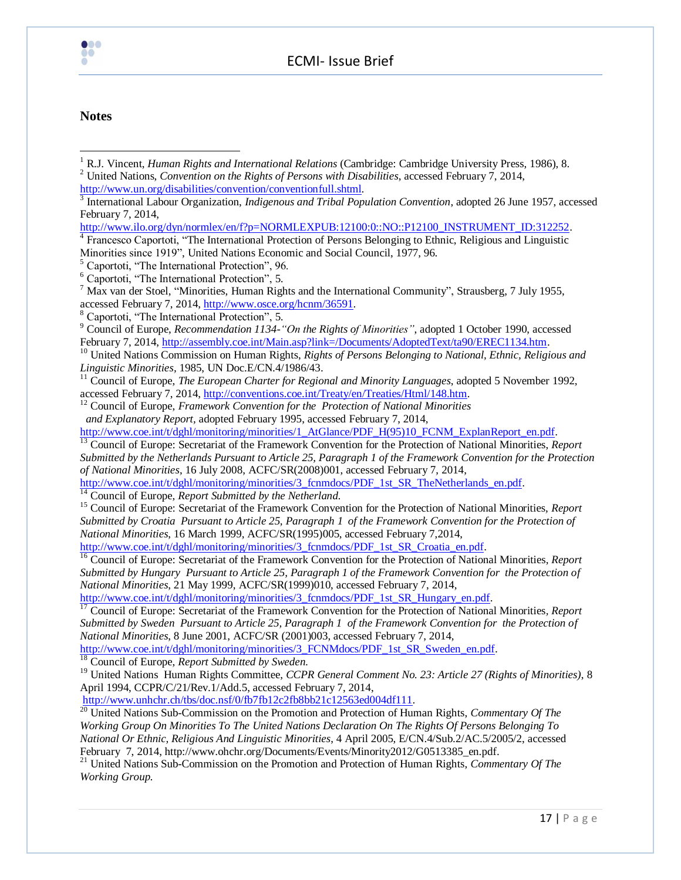## Notes

[1] R.J. Vincent, *Human Rights and International Relations* (Cambridge: Cambridge University Press, 1986), 8.

[2] United Nations, *Convention on the Rights of Persons with Disabilities*, accessed February 7, 2014, http://www.un.org/disabilities/convention/conventionfull.shtml.

[3] International Labour Organization, *Indigenous and Tribal Population Convention*, adopted 26 June 1957, accessed February 7, 2014, http://www.ilo.org/dyn/normlex/en/f?p=NORMLEXPUB:12100:0::NO::P12100_INSTRUMENT_ID:312252.

[4] Francesco Caportoti, "The International Protection of Persons Belonging to Ethnic, Religious and Linguistic Minorities since 1919", United Nations Economic and Social Council, 1977, 96.

[5] Caportoti, "The International Protection", 96.

[6] Caportoti, "The International Protection", 5.

[7] Max van der Stoel, "Minorities, Human Rights and the International Community", Strausberg, 7 July 1955, accessed February 7, 2014, http://www.osce.org/hcnm/36591.

[8] Caportoti, "The International Protection", 5.

[9] Council of Europe, *Recommendation 1134-"On the Rights of Minorities"*, adopted 1 October 1990, accessed February 7, 2014, http://assembly.coe.int/Main.asp?link=/Documents/AdoptedText/ta90/EREC1134.htm.

[10] United Nations Commission on Human Rights, *Rights of Persons Belonging to National, Ethnic, Religious and Linguistic Minorities*, 1985, UN Doc.E/CN.4/1986/43.

[11] Council of Europe, *The European Charter for Regional and Minority Languages*, adopted 5 November 1992, accessed February 7, 2014, http://conventions.coe.int/Treaty/en/Treaties/Html/148.htm.

[12] Council of Europe, *Framework Convention for the Protection of National Minorities and Explanatory Report*, adopted February 1995, accessed February 7, 2014, http://www.coe.int/t/dghl/monitoring/minorities/1_AtGlance/PDF_H(95)10_FCNM_ExplanReport_en.pdf.

[13] Council of Europe: Secretariat of the Framework Convention for the Protection of National Minorities, *Report Submitted by the Netherlands Pursuant to Article 25, Paragraph 1 of the Framework Convention for the Protection of National Minorities*, 16 July 2008, ACFC/SR(2008)001, accessed February 7, 2014, http://www.coe.int/t/dghl/monitoring/minorities/3_fcnmdocs/PDF_1st_SR_TheNetherlands_en.pdf.

[14] Council of Europe, *Report Submitted by the Netherland.*

[15] Council of Europe: Secretariat of the Framework Convention for the Protection of National Minorities, *Report Submitted by Croatia Pursuant to Article 25, Paragraph 1 of the Framework Convention for the Protection of National Minorities*, 16 March 1999, ACFC/SR(1995)005, accessed February 7,2014, http://www.coe.int/t/dghl/monitoring/minorities/3_fcnmdocs/PDF_1st_SR_Croatia_en.pdf.

[16] Council of Europe: Secretariat of the Framework Convention for the Protection of National Minorities, *Report Submitted by Hungary Pursuant to Article 25, Paragraph 1 of the Framework Convention for the Protection of National Minorities*, 21 May 1999, ACFC/SR(1999)010, accessed February 7, 2014, http://www.coe.int/t/dghl/monitoring/minorities/3_fcnmdocs/PDF_1st_SR_Hungary_en.pdf.

[17] Council of Europe: Secretariat of the Framework Convention for the Protection of National Minorities, *Report Submitted by Sweden Pursuant to Article 25, Paragraph 1 of the Framework Convention for the Protection of National Minorities*, 8 June 2001, ACFC/SR (2001)003, accessed February 7, 2014, http://www.coe.int/t/dghl/monitoring/minorities/3_FCNMdocs/PDF_1st_SR_Sweden_en.pdf.

[18] Council of Europe, *Report Submitted by Sweden.*

[19] United Nations Human Rights Committee, *CCPR General Comment No. 23: Article 27 (Rights of Minorities)*, 8 April 1994, CCPR/C/21/Rev.1/Add.5, accessed February 7, 2014, http://www.unhchr.ch/tbs/doc.nsf/0/fb7fb12c2fb8bb21c12563ed004df111.

[20] United Nations Sub-Commission on the Promotion and Protection of Human Rights, *Commentary Of The Working Group On Minorities To The United Nations Declaration On The Rights Of Persons Belonging To National Or Ethnic, Religious And Linguistic Minorities*, 4 April 2005, E/CN.4/Sub.2/AC.5/2005/2, accessed February 7, 2014, http://www.ohchr.org/Documents/Events/Minority2012/G0513385_en.pdf.

[21] United Nations Sub-Commission on the Promotion and Protection of Human Rights, *Commentary Of The Working Group.*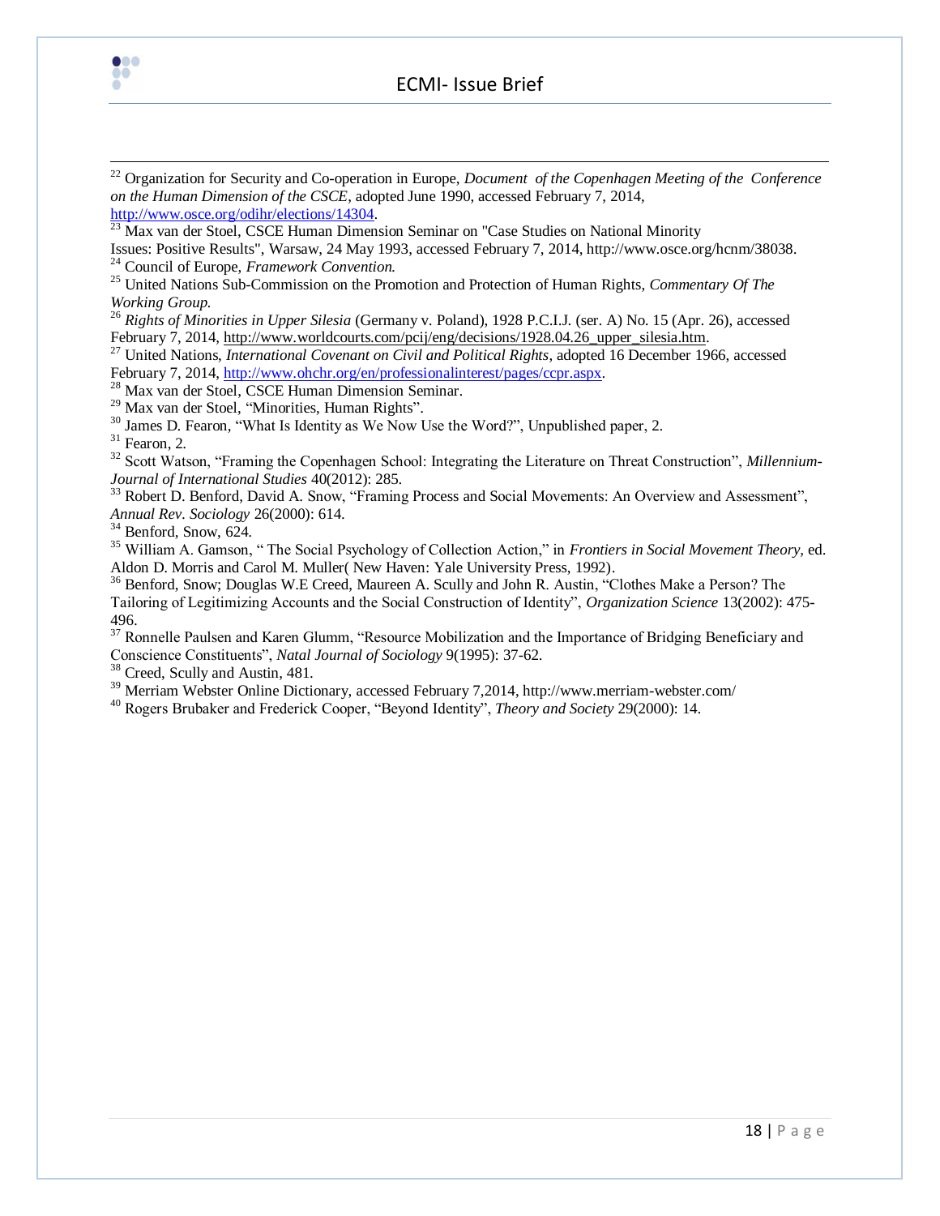[22] Organization for Security and Co-operation in Europe, *Document of the Copenhagen Meeting of the Conference on the Human Dimension of the CSCE*, adopted June 1990, accessed February 7, 2014, http://www.osce.org/odihr/elections/14304.

[23] Max van der Stoel, CSCE Human Dimension Seminar on "Case Studies on National Minority Issues: Positive Results", Warsaw, 24 May 1993, accessed February 7, 2014, http://www.osce.org/hcnm/38038.

[24] Council of Europe, *Framework Convention.*

[25] United Nations Sub-Commission on the Promotion and Protection of Human Rights, *Commentary Of The Working Group.*

[26] *Rights of Minorities in Upper Silesia* (Germany v. Poland), 1928 P.C.I.J. (ser. A) No. 15 (Apr. 26), accessed February 7, 2014, http://www.worldcourts.com/pcij/eng/decisions/1928.04.26_upper_silesia.htm.

[27] United Nations, *International Covenant on Civil and Political Rights*, adopted 16 December 1966, accessed February 7, 2014, http://www.ohchr.org/en/professionalinterest/pages/ccpr.aspx.

[28] Max van der Stoel, CSCE Human Dimension Seminar.

[29] Max van der Stoel, "Minorities, Human Rights".

[30] James D. Fearon, "What Is Identity as We Now Use the Word?", Unpublished paper, 2.

[31] Fearon, 2.

[32] Scott Watson, "Framing the Copenhagen School: Integrating the Literature on Threat Construction", *Millennium-Journal of International Studies* 40(2012): 285.

[33] Robert D. Benford, David A. Snow, "Framing Process and Social Movements: An Overview and Assessment", *Annual Rev. Sociology* 26(2000): 614.

[34] Benford, Snow, 624.

[35] William A. Gamson, " The Social Psychology of Collection Action," in *Frontiers in Social Movement Theory*, ed. Aldon D. Morris and Carol M. Muller( New Haven: Yale University Press, 1992).

[36] Benford, Snow; Douglas W.E Creed, Maureen A. Scully and John R. Austin, "Clothes Make a Person? The Tailoring of Legitimizing Accounts and the Social Construction of Identity", *Organization Science* 13(2002): 475-496.

[37] Ronnelle Paulsen and Karen Glumm, "Resource Mobilization and the Importance of Bridging Beneficiary and Conscience Constituents", *Natal Journal of Sociology* 9(1995): 37-62.

[38] Creed, Scully and Austin, 481.

[39] Merriam Webster Online Dictionary, accessed February 7,2014, http://www.merriam-webster.com/

[40] Rogers Brubaker and Frederick Cooper, "Beyond Identity", *Theory and Society* 29(2000): 14.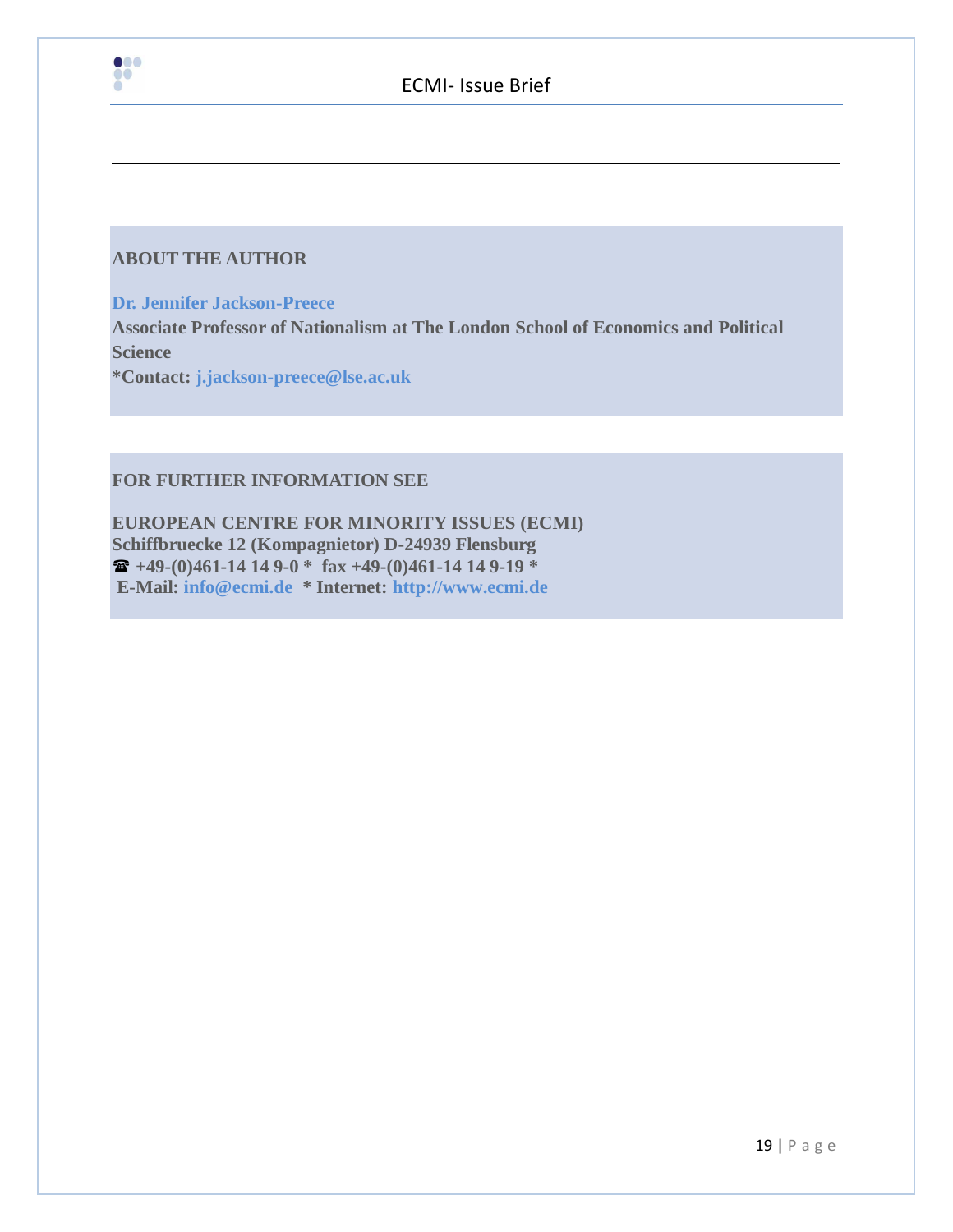**ABOUT THE AUTHOR**

**Dr. Jennifer Jackson-Preece**
**Associate Professor of Nationalism at The London School of Economics and Political Science**
**\*Contact: j.jackson-preece@lse.ac.uk**

**FOR FURTHER INFORMATION SEE**

**EUROPEAN CENTRE FOR MINORITY ISSUES (ECMI)**
**Schiffbruecke 12 (Kompagnietor) D-24939 Flensburg**
**☎ +49-(0)461-14 14 9-0 \* fax +49-(0)461-14 14 9-19 \***
**E-Mail: info@ecmi.de \* Internet: http://www.ecmi.de**